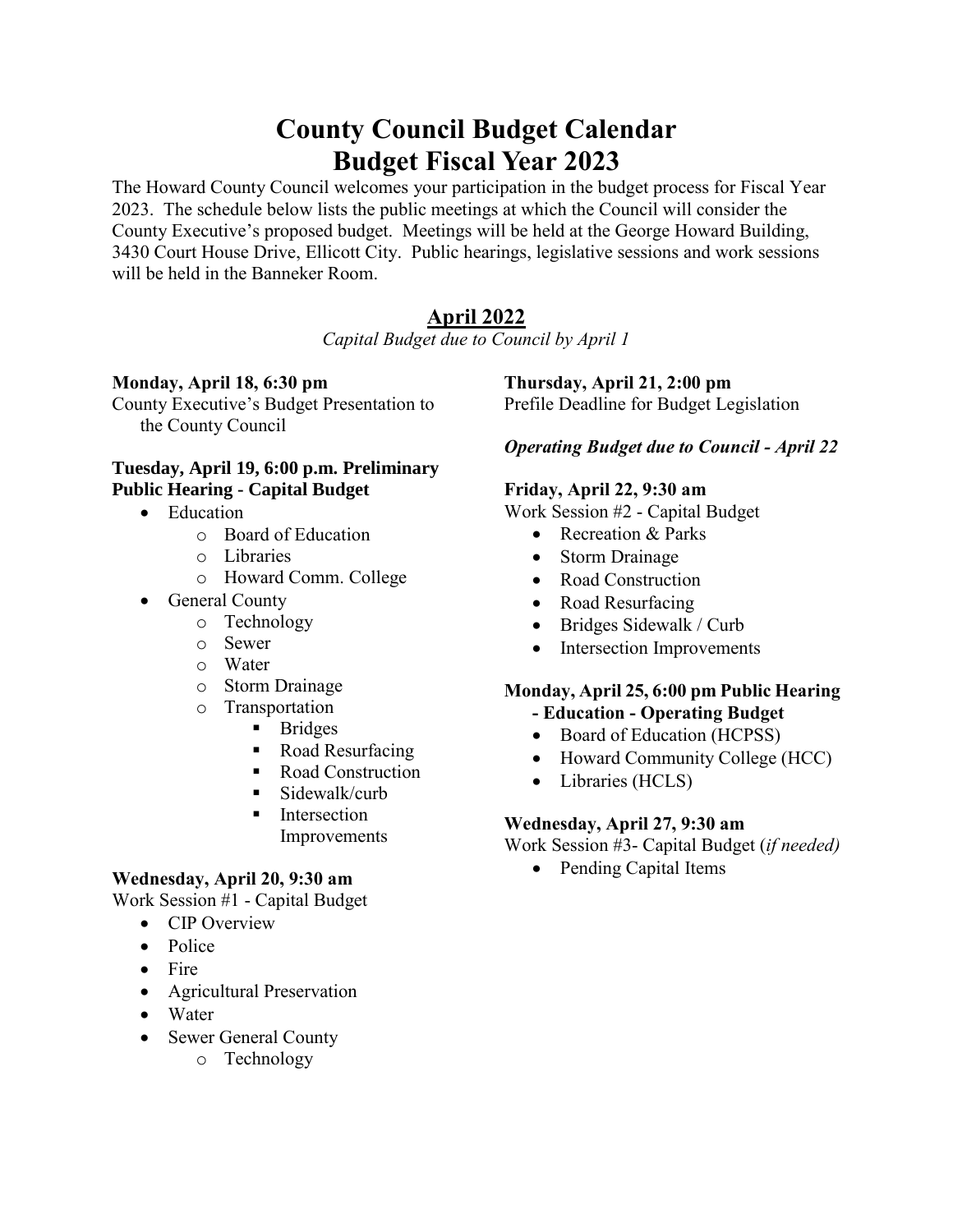# County Council Budget Calendar
# Budget Fiscal Year 2023

The Howard County Council welcomes your participation in the budget process for Fiscal Year 2023. The schedule below lists the public meetings at which the Council will consider the County Executive's proposed budget. Meetings will be held at the George Howard Building, 3430 Court House Drive, Ellicott City. Public hearings, legislative sessions and work sessions will be held in the Banneker Room.

## April 2022

*Capital Budget due to Council by April 1*

**Monday, April 18, 6:30 pm**
County Executive's Budget Presentation to the County Council

**Tuesday, April 19, 6:00 p.m. Preliminary Public Hearing - Capital Budget**

- Education
  - Board of Education
  - Libraries
  - Howard Comm. College
- General County
  - Technology
  - Sewer
  - Water
  - Storm Drainage
  - Transportation
    - Bridges
    - Road Resurfacing
    - Road Construction
    - Sidewalk/curb
    - Intersection Improvements

**Wednesday, April 20, 9:30 am**
Work Session #1 - Capital Budget

- CIP Overview
- Police
- Fire
- Agricultural Preservation
- Water
- Sewer General County
  - Technology

**Thursday, April 21, 2:00 pm**
Prefile Deadline for Budget Legislation

***Operating Budget due to Council - April 22***

**Friday, April 22, 9:30 am**
Work Session #2 - Capital Budget

- Recreation & Parks
- Storm Drainage
- Road Construction
- Road Resurfacing
- Bridges Sidewalk / Curb
- Intersection Improvements

**Monday, April 25, 6:00 pm Public Hearing - Education - Operating Budget**

- Board of Education (HCPSS)
- Howard Community College (HCC)
- Libraries (HCLS)

**Wednesday, April 27, 9:30 am**
Work Session #3- Capital Budget (*if needed)*

- Pending Capital Items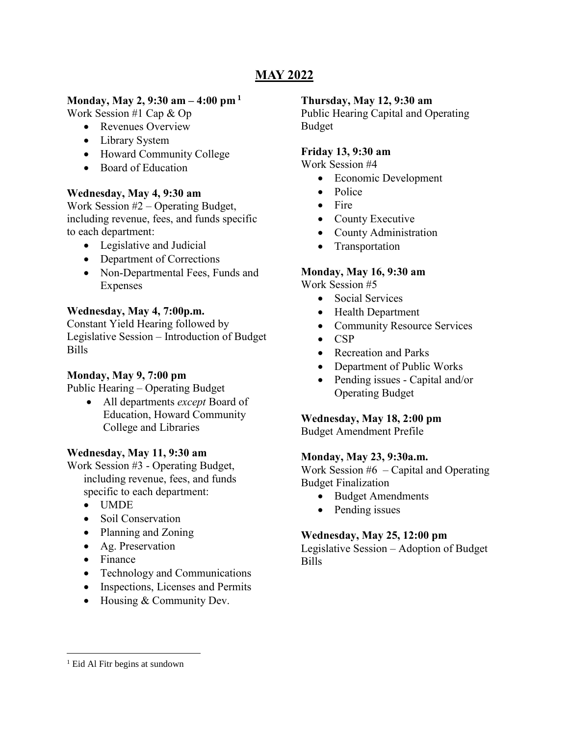# MAY 2022

**Monday, May 2, 9:30 am – 4:00 pm** [1]
Work Session #1 Cap & Op

- Revenues Overview
- Library System
- Howard Community College
- Board of Education

**Wednesday, May 4, 9:30 am**
Work Session #2 – Operating Budget, including revenue, fees, and funds specific to each department:

- Legislative and Judicial
- Department of Corrections
- Non-Departmental Fees, Funds and Expenses

**Wednesday, May 4, 7:00p.m.**
Constant Yield Hearing followed by Legislative Session – Introduction of Budget Bills

**Monday, May 9, 7:00 pm**
Public Hearing – Operating Budget

- All departments *except* Board of Education, Howard Community College and Libraries

**Wednesday, May 11, 9:30 am**
Work Session #3 - Operating Budget, including revenue, fees, and funds specific to each department:

- UMDE
- Soil Conservation
- Planning and Zoning
- Ag. Preservation
- Finance
- Technology and Communications
- Inspections, Licenses and Permits
- Housing & Community Dev.

**Thursday, May 12, 9:30 am**
Public Hearing Capital and Operating Budget

**Friday 13, 9:30 am**
Work Session #4

- Economic Development
- Police
- Fire
- County Executive
- County Administration
- Transportation

**Monday, May 16, 9:30 am**
Work Session #5

- Social Services
- Health Department
- Community Resource Services
- CSP
- Recreation and Parks
- Department of Public Works
- Pending issues - Capital and/or Operating Budget

**Wednesday, May 18, 2:00 pm**
Budget Amendment Prefile

**Monday, May 23, 9:30a.m.**
Work Session #6 – Capital and Operating Budget Finalization

- Budget Amendments
- Pending issues

**Wednesday, May 25, 12:00 pm**
Legislative Session – Adoption of Budget Bills

---

[1] Eid Al Fitr begins at sundown